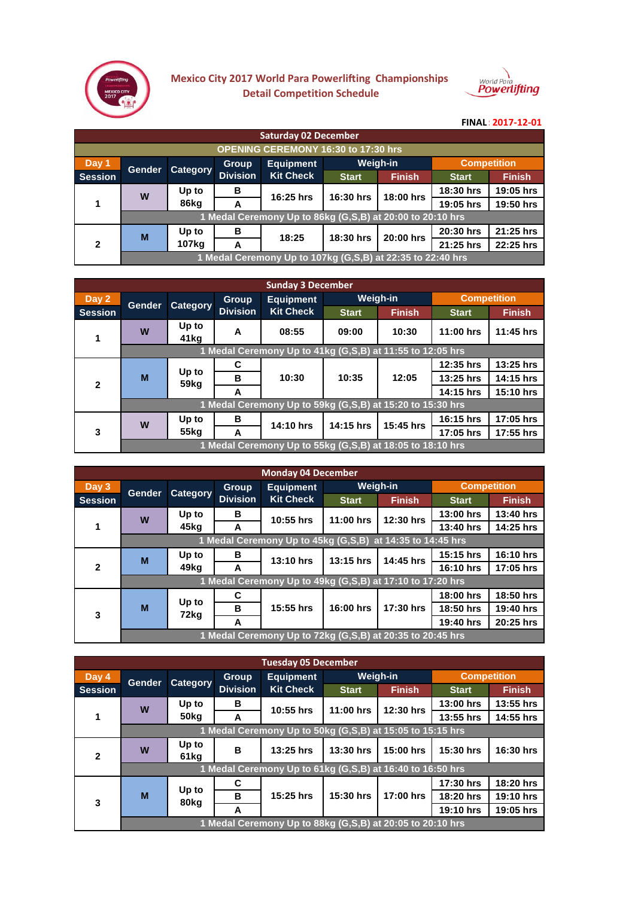# Mexico City 2017 World Para Powerlifting Championships
## Detail Competition Schedule

**FINAL**: 2017-12-01

### Saturday 02 December

OPENING CEREMONY 16:30 to 17:30 hrs

| Day 1 Session | Gender | Category | Group Division | Equipment Kit Check | Weigh-in Start | Weigh-in Finish | Competition Start | Competition Finish |
|---|---|---|---|---|---|---|---|---|
| 1 | W | Up to 86kg | B | 16:25 hrs | 16:30 hrs | 18:00 hrs | 18:30 hrs | 19:05 hrs |
| | | | A | | | | 19:05 hrs | 19:50 hrs |
| | 1 Medal Ceremony Up to 86kg (G,S,B) at 20:00 to 20:10 hrs | | | | | | | |
| 2 | M | Up to 107kg | B | 18:25 | 18:30 hrs | 20:00 hrs | 20:30 hrs | 21:25 hrs |
| | | | A | | | | 21:25 hrs | 22:25 hrs |
| | 1 Medal Ceremony Up to 107kg (G,S,B) at 22:35 to 22:40 hrs | | | | | | | |

### Sunday 3 December

| Day 2 Session | Gender | Category | Group Division | Equipment Kit Check | Weigh-in Start | Weigh-in Finish | Competition Start | Competition Finish |
|---|---|---|---|---|---|---|---|---|
| 1 | W | Up to 41kg | A | 08:55 | 09:00 | 10:30 | 11:00 hrs | 11:45 hrs |
| | 1 Medal Ceremony Up to 41kg (G,S,B) at 11:55 to 12:05 hrs | | | | | | | |
| 2 | M | Up to 59kg | C | 10:30 | 10:35 | 12:05 | 12:35 hrs | 13:25 hrs |
| | | | B | | | | 13:25 hrs | 14:15 hrs |
| | | | A | | | | 14:15 hrs | 15:10 hrs |
| | 1 Medal Ceremony Up to 59kg (G,S,B) at 15:20 to 15:30 hrs | | | | | | | |
| 3 | W | Up to 55kg | B | 14:10 hrs | 14:15 hrs | 15:45 hrs | 16:15 hrs | 17:05 hrs |
| | | | A | | | | 17:05 hrs | 17:55 hrs |
| | 1 Medal Ceremony Up to 55kg (G,S,B) at 18:05 to 18:10 hrs | | | | | | | |

### Monday 04 December

| Day 3 Session | Gender | Category | Group Division | Equipment Kit Check | Weigh-in Start | Weigh-in Finish | Competition Start | Competition Finish |
|---|---|---|---|---|---|---|---|---|
| 1 | W | Up to 45kg | B | 10:55 hrs | 11:00 hrs | 12:30 hrs | 13:00 hrs | 13:40 hrs |
| | | | A | | | | 13:40 hrs | 14:25 hrs |
| | 1 Medal Ceremony Up to 45kg (G,S,B) at 14:35 to 14:45 hrs | | | | | | | |
| 2 | M | Up to 49kg | B | 13:10 hrs | 13:15 hrs | 14:45 hrs | 15:15 hrs | 16:10 hrs |
| | | | A | | | | 16:10 hrs | 17:05 hrs |
| | 1 Medal Ceremony Up to 49kg (G,S,B) at 17:10 to 17:20 hrs | | | | | | | |
| 3 | M | Up to 72kg | C | 15:55 hrs | 16:00 hrs | 17:30 hrs | 18:00 hrs | 18:50 hrs |
| | | | B | | | | 18:50 hrs | 19:40 hrs |
| | | | A | | | | 19:40 hrs | 20:25 hrs |
| | 1 Medal Ceremony Up to 72kg (G,S,B) at 20:35 to 20:45 hrs | | | | | | | |

### Tuesday 05 December

| Day 4 Session | Gender | Category | Group Division | Equipment Kit Check | Weigh-in Start | Weigh-in Finish | Competition Start | Competition Finish |
|---|---|---|---|---|---|---|---|---|
| 1 | W | Up to 50kg | B | 10:55 hrs | 11:00 hrs | 12:30 hrs | 13:00 hrs | 13:55 hrs |
| | | | A | | | | 13:55 hrs | 14:55 hrs |
| | 1 Medal Ceremony Up to 50kg (G,S,B) at 15:05 to 15:15 hrs | | | | | | | |
| 2 | W | Up to 61kg | B | 13:25 hrs | 13:30 hrs | 15:00 hrs | 15:30 hrs | 16:30 hrs |
| | 1 Medal Ceremony Up to 61kg (G,S,B) at 16:40 to 16:50 hrs | | | | | | | |
| 3 | M | Up to 80kg | C | 15:25 hrs | 15:30 hrs | 17:00 hrs | 17:30 hrs | 18:20 hrs |
| | | | B | | | | 18:20 hrs | 19:10 hrs |
| | | | A | | | | 19:10 hrs | 19:05 hrs |
| | 1 Medal Ceremony Up to 88kg (G,S,B) at 20:05 to 20:10 hrs | | | | | | | |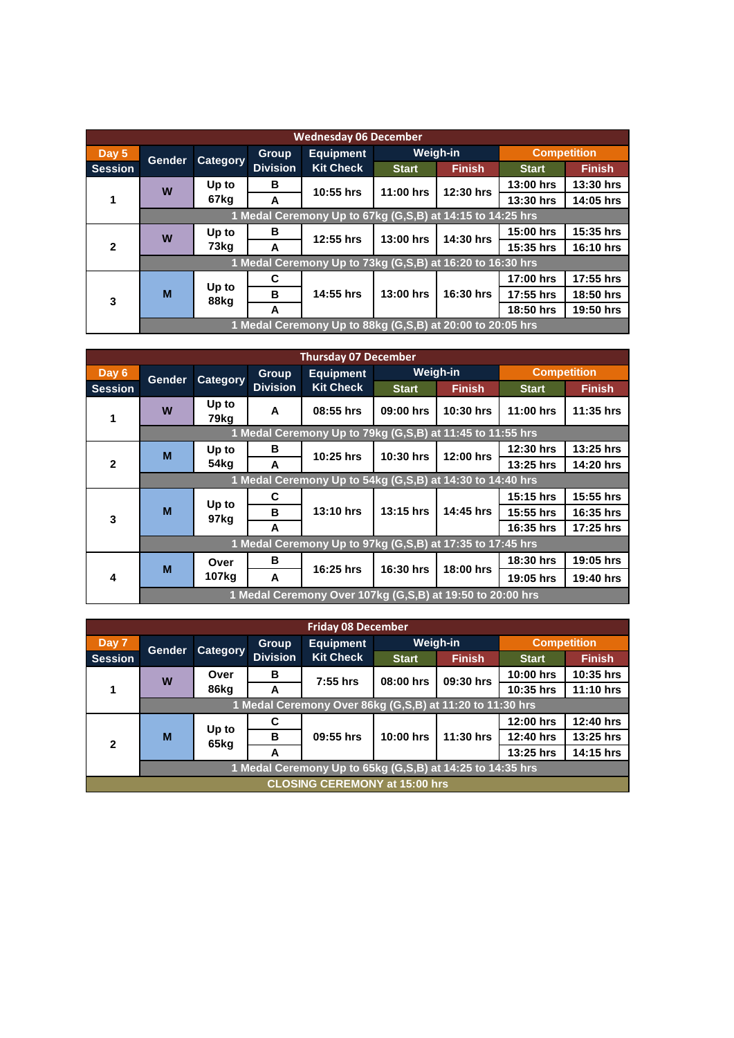## Wednesday 06 December

| Day 5 Session | Gender | Category | Group Division | Equipment Kit Check | Weigh-in Start | Weigh-in Finish | Competition Start | Competition Finish |
|---|---|---|---|---|---|---|---|---|
| 1 | W | Up to 67kg | B | 10:55 hrs | 11:00 hrs | 12:30 hrs | 13:00 hrs | 13:30 hrs |
| | | | A | | | | 13:30 hrs | 14:05 hrs |
| | 1 Medal Ceremony Up to 67kg (G,S,B) at 14:15 to 14:25 hrs | | | | | | | |
| 2 | W | Up to 73kg | B | 12:55 hrs | 13:00 hrs | 14:30 hrs | 15:00 hrs | 15:35 hrs |
| | | | A | | | | 15:35 hrs | 16:10 hrs |
| | 1 Medal Ceremony Up to 73kg (G,S,B) at 16:20 to 16:30 hrs | | | | | | | |
| 3 | M | Up to 88kg | C | 14:55 hrs | 13:00 hrs | 16:30 hrs | 17:00 hrs | 17:55 hrs |
| | | | B | | | | 17:55 hrs | 18:50 hrs |
| | | | A | | | | 18:50 hrs | 19:50 hrs |
| | 1 Medal Ceremony Up to 88kg (G,S,B) at 20:00 to 20:05 hrs | | | | | | | |

## Thursday 07 December

| Day 6 Session | Gender | Category | Group Division | Equipment Kit Check | Weigh-in Start | Weigh-in Finish | Competition Start | Competition Finish |
|---|---|---|---|---|---|---|---|---|
| 1 | W | Up to 79kg | A | 08:55 hrs | 09:00 hrs | 10:30 hrs | 11:00 hrs | 11:35 hrs |
| | 1 Medal Ceremony Up to 79kg (G,S,B) at 11:45 to 11:55 hrs | | | | | | | |
| 2 | M | Up to 54kg | B | 10:25 hrs | 10:30 hrs | 12:00 hrs | 12:30 hrs | 13:25 hrs |
| | | | A | | | | 13:25 hrs | 14:20 hrs |
| | 1 Medal Ceremony Up to 54kg (G,S,B) at 14:30 to 14:40 hrs | | | | | | | |
| 3 | M | Up to 97kg | C | 13:10 hrs | 13:15 hrs | 14:45 hrs | 15:15 hrs | 15:55 hrs |
| | | | B | | | | 15:55 hrs | 16:35 hrs |
| | | | A | | | | 16:35 hrs | 17:25 hrs |
| | 1 Medal Ceremony Up to 97kg (G,S,B) at 17:35 to 17:45 hrs | | | | | | | |
| 4 | M | Over 107kg | B | 16:25 hrs | 16:30 hrs | 18:00 hrs | 18:30 hrs | 19:05 hrs |
| | | | A | | | | 19:05 hrs | 19:40 hrs |
| | 1 Medal Ceremony Over 107kg (G,S,B) at 19:50 to 20:00 hrs | | | | | | | |

## Friday 08 December

| Day 7 Session | Gender | Category | Group Division | Equipment Kit Check | Weigh-in Start | Weigh-in Finish | Competition Start | Competition Finish |
|---|---|---|---|---|---|---|---|---|
| 1 | W | Over 86kg | B | 7:55 hrs | 08:00 hrs | 09:30 hrs | 10:00 hrs | 10:35 hrs |
| | | | A | | | | 10:35 hrs | 11:10 hrs |
| | 1 Medal Ceremony Over 86kg (G,S,B) at 11:20 to 11:30 hrs | | | | | | | |
| 2 | M | Up to 65kg | C | 09:55 hrs | 10:00 hrs | 11:30 hrs | 12:00 hrs | 12:40 hrs |
| | | | B | | | | 12:40 hrs | 13:25 hrs |
| | | | A | | | | 13:25 hrs | 14:15 hrs |
| | 1 Medal Ceremony Up to 65kg (G,S,B) at 14:25 to 14:35 hrs | | | | | | | |
| CLOSING CEREMONY at 15:00 hrs | | | | | | | | |